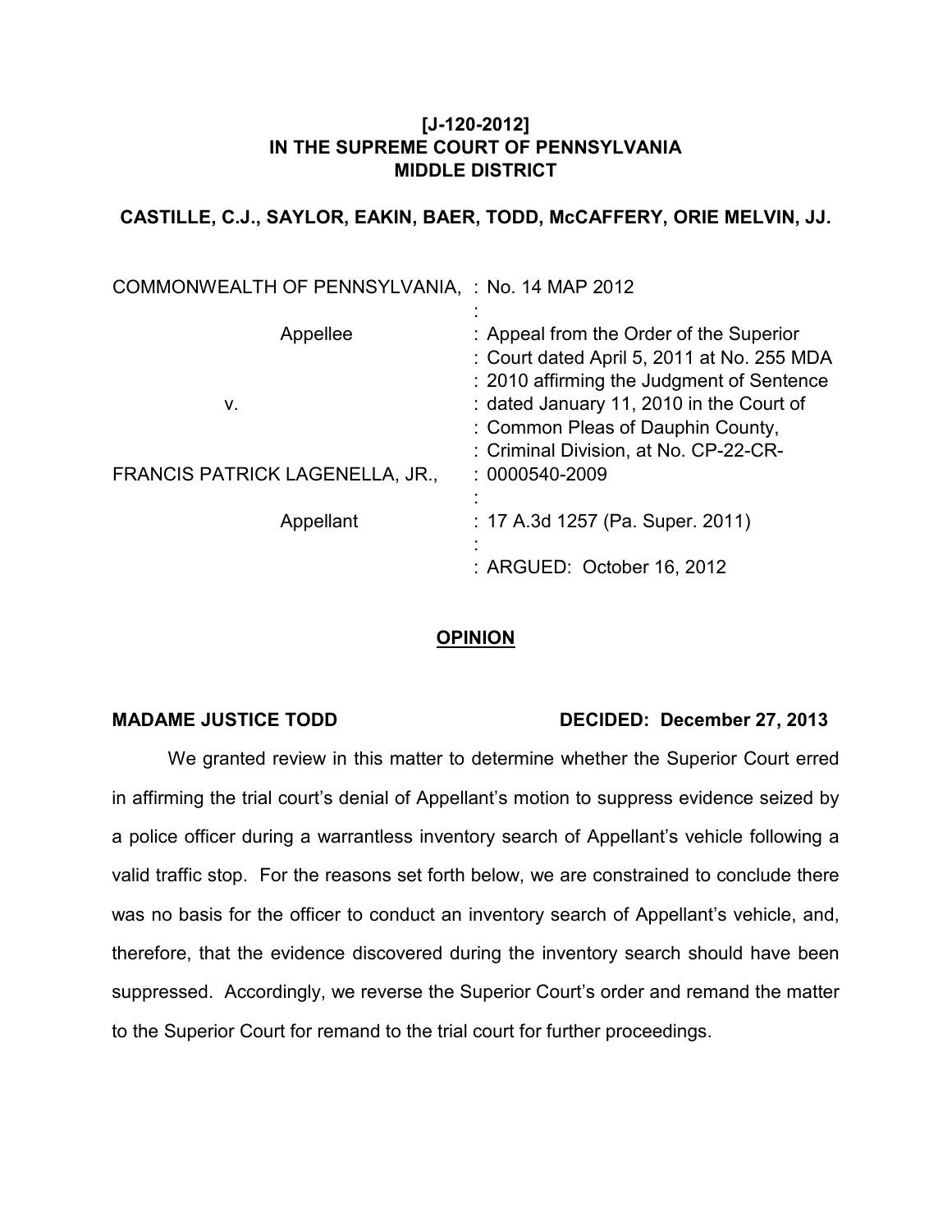**[J-120-2012]**
**IN THE SUPREME COURT OF PENNSYLVANIA**
**MIDDLE DISTRICT**

**CASTILLE, C.J., SAYLOR, EAKIN, BAER, TODD, McCAFFERY, ORIE MELVIN, JJ.**

| | |
|---|---|
| COMMONWEALTH OF PENNSYLVANIA, | No. 14 MAP 2012 |
| Appellee | Appeal from the Order of the Superior Court dated April 5, 2011 at No. 255 MDA 2010 affirming the Judgment of Sentence dated January 11, 2010 in the Court of Common Pleas of Dauphin County, Criminal Division, at No. CP-22-CR-0000540-2009 |
| v. | |
| FRANCIS PATRICK LAGENELLA, JR., | |
| Appellant | 17 A.3d 1257 (Pa. Super. 2011) |
| | ARGUED: October 16, 2012 |

## OPINION

**MADAME JUSTICE TODD** **DECIDED: December 27, 2013**

We granted review in this matter to determine whether the Superior Court erred in affirming the trial court's denial of Appellant's motion to suppress evidence seized by a police officer during a warrantless inventory search of Appellant's vehicle following a valid traffic stop. For the reasons set forth below, we are constrained to conclude there was no basis for the officer to conduct an inventory search of Appellant's vehicle, and, therefore, that the evidence discovered during the inventory search should have been suppressed. Accordingly, we reverse the Superior Court's order and remand the matter to the Superior Court for remand to the trial court for further proceedings.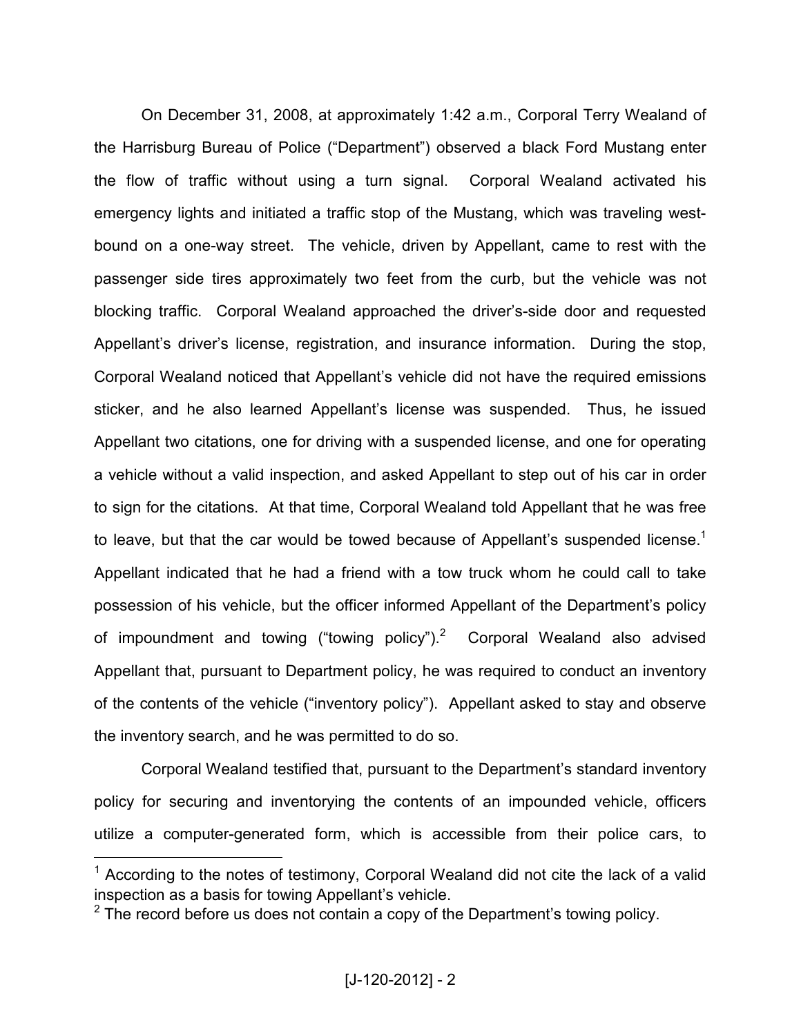On December 31, 2008, at approximately 1:42 a.m., Corporal Terry Wealand of the Harrisburg Bureau of Police ("Department") observed a black Ford Mustang enter the flow of traffic without using a turn signal. Corporal Wealand activated his emergency lights and initiated a traffic stop of the Mustang, which was traveling west-bound on a one-way street. The vehicle, driven by Appellant, came to rest with the passenger side tires approximately two feet from the curb, but the vehicle was not blocking traffic. Corporal Wealand approached the driver's-side door and requested Appellant's driver's license, registration, and insurance information. During the stop, Corporal Wealand noticed that Appellant's vehicle did not have the required emissions sticker, and he also learned Appellant's license was suspended. Thus, he issued Appellant two citations, one for driving with a suspended license, and one for operating a vehicle without a valid inspection, and asked Appellant to step out of his car in order to sign for the citations. At that time, Corporal Wealand told Appellant that he was free to leave, but that the car would be towed because of Appellant's suspended license.[1] Appellant indicated that he had a friend with a tow truck whom he could call to take possession of his vehicle, but the officer informed Appellant of the Department's policy of impoundment and towing ("towing policy").[2] Corporal Wealand also advised Appellant that, pursuant to Department policy, he was required to conduct an inventory of the contents of the vehicle ("inventory policy"). Appellant asked to stay and observe the inventory search, and he was permitted to do so.

Corporal Wealand testified that, pursuant to the Department's standard inventory policy for securing and inventorying the contents of an impounded vehicle, officers utilize a computer-generated form, which is accessible from their police cars, to

[1] According to the notes of testimony, Corporal Wealand did not cite the lack of a valid inspection as a basis for towing Appellant's vehicle.

[2] The record before us does not contain a copy of the Department's towing policy.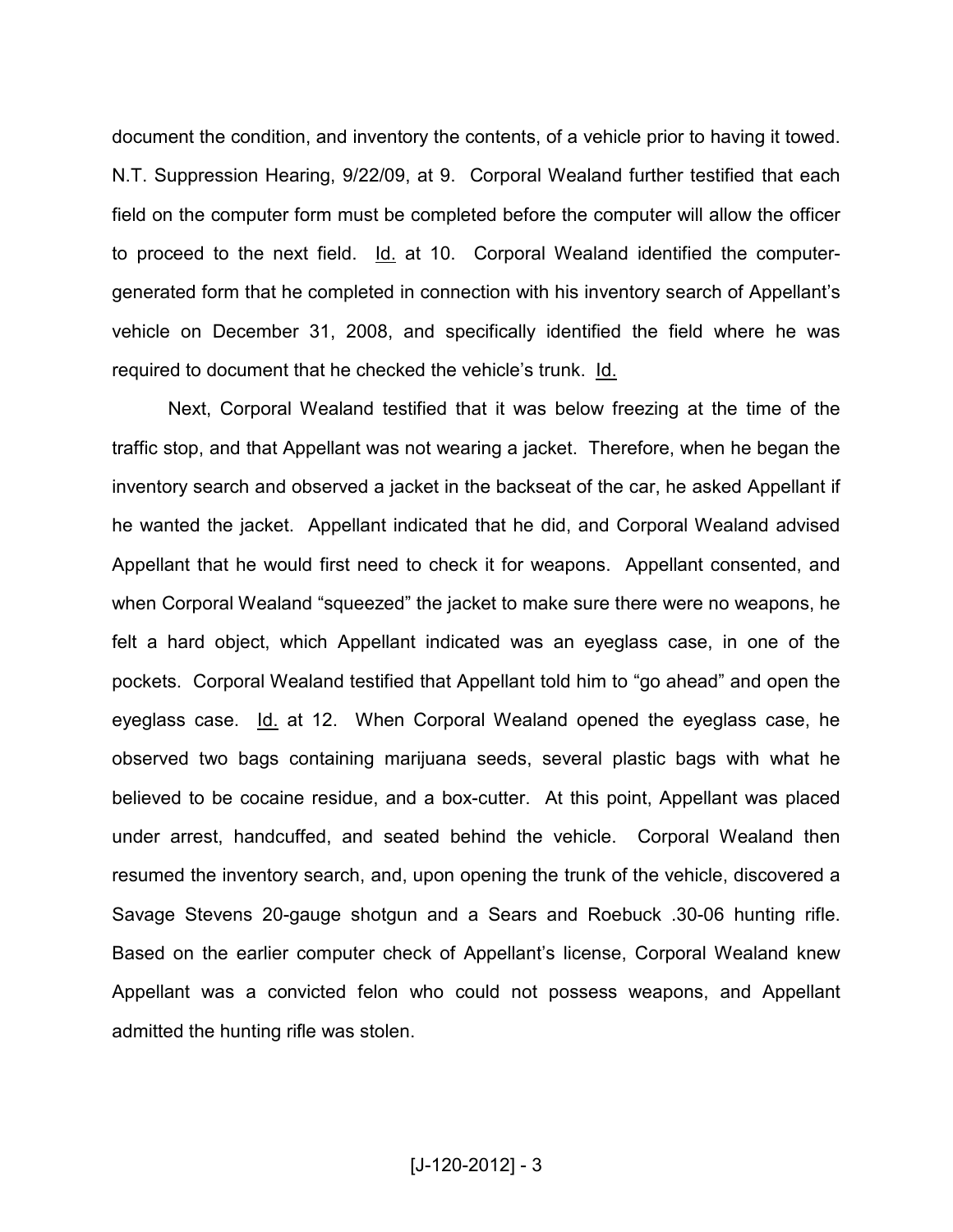document the condition, and inventory the contents, of a vehicle prior to having it towed. N.T. Suppression Hearing, 9/22/09, at 9. Corporal Wealand further testified that each field on the computer form must be completed before the computer will allow the officer to proceed to the next field. Id. at 10. Corporal Wealand identified the computer-generated form that he completed in connection with his inventory search of Appellant's vehicle on December 31, 2008, and specifically identified the field where he was required to document that he checked the vehicle's trunk. Id.

Next, Corporal Wealand testified that it was below freezing at the time of the traffic stop, and that Appellant was not wearing a jacket. Therefore, when he began the inventory search and observed a jacket in the backseat of the car, he asked Appellant if he wanted the jacket. Appellant indicated that he did, and Corporal Wealand advised Appellant that he would first need to check it for weapons. Appellant consented, and when Corporal Wealand "squeezed" the jacket to make sure there were no weapons, he felt a hard object, which Appellant indicated was an eyeglass case, in one of the pockets. Corporal Wealand testified that Appellant told him to "go ahead" and open the eyeglass case. Id. at 12. When Corporal Wealand opened the eyeglass case, he observed two bags containing marijuana seeds, several plastic bags with what he believed to be cocaine residue, and a box-cutter. At this point, Appellant was placed under arrest, handcuffed, and seated behind the vehicle. Corporal Wealand then resumed the inventory search, and, upon opening the trunk of the vehicle, discovered a Savage Stevens 20-gauge shotgun and a Sears and Roebuck .30-06 hunting rifle. Based on the earlier computer check of Appellant's license, Corporal Wealand knew Appellant was a convicted felon who could not possess weapons, and Appellant admitted the hunting rifle was stolen.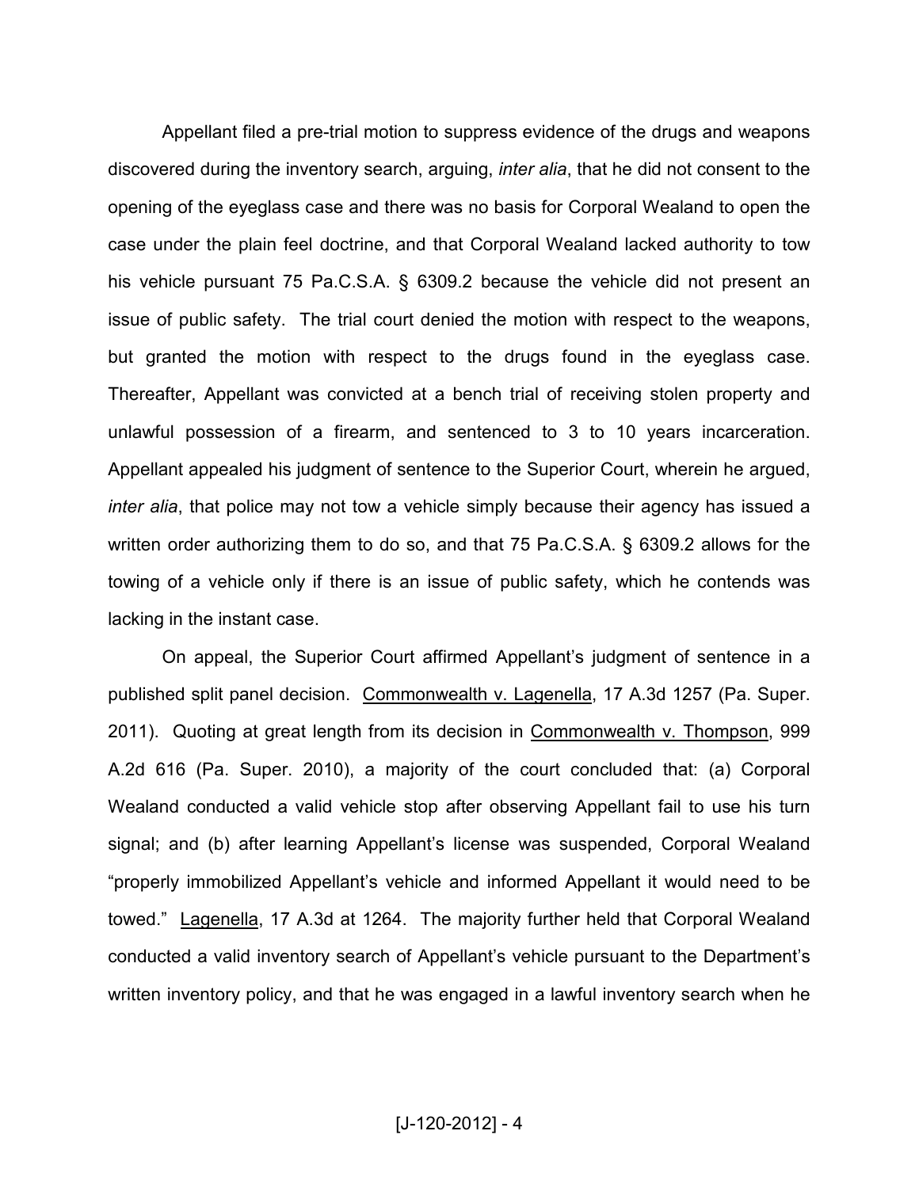Appellant filed a pre-trial motion to suppress evidence of the drugs and weapons discovered during the inventory search, arguing, *inter alia*, that he did not consent to the opening of the eyeglass case and there was no basis for Corporal Wealand to open the case under the plain feel doctrine, and that Corporal Wealand lacked authority to tow his vehicle pursuant 75 Pa.C.S.A. § 6309.2 because the vehicle did not present an issue of public safety. The trial court denied the motion with respect to the weapons, but granted the motion with respect to the drugs found in the eyeglass case. Thereafter, Appellant was convicted at a bench trial of receiving stolen property and unlawful possession of a firearm, and sentenced to 3 to 10 years incarceration. Appellant appealed his judgment of sentence to the Superior Court, wherein he argued, *inter alia*, that police may not tow a vehicle simply because their agency has issued a written order authorizing them to do so, and that 75 Pa.C.S.A. § 6309.2 allows for the towing of a vehicle only if there is an issue of public safety, which he contends was lacking in the instant case.

On appeal, the Superior Court affirmed Appellant's judgment of sentence in a published split panel decision. Commonwealth v. Lagenella, 17 A.3d 1257 (Pa. Super. 2011). Quoting at great length from its decision in Commonwealth v. Thompson, 999 A.2d 616 (Pa. Super. 2010), a majority of the court concluded that: (a) Corporal Wealand conducted a valid vehicle stop after observing Appellant fail to use his turn signal; and (b) after learning Appellant's license was suspended, Corporal Wealand "properly immobilized Appellant's vehicle and informed Appellant it would need to be towed." Lagenella, 17 A.3d at 1264. The majority further held that Corporal Wealand conducted a valid inventory search of Appellant's vehicle pursuant to the Department's written inventory policy, and that he was engaged in a lawful inventory search when he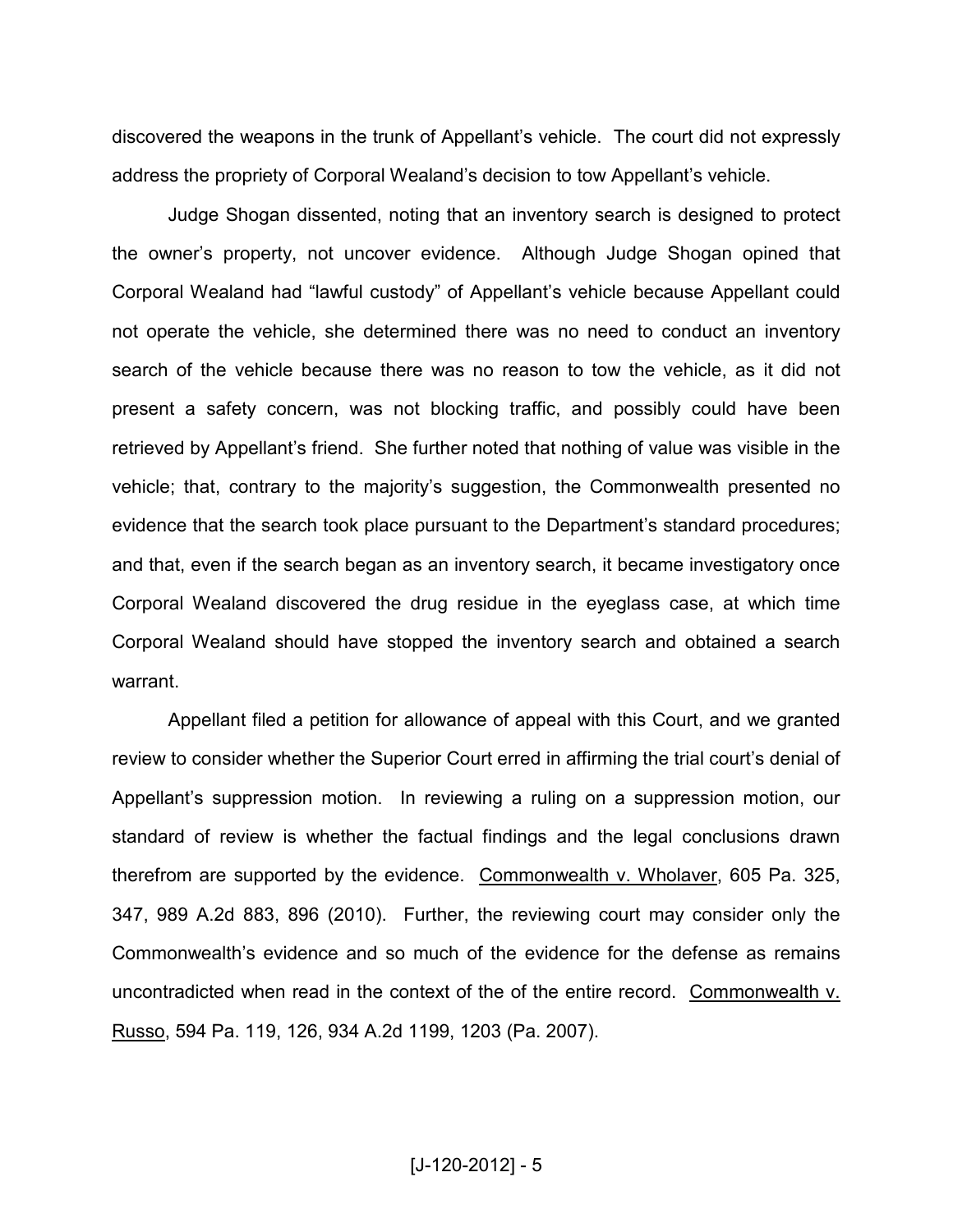discovered the weapons in the trunk of Appellant's vehicle. The court did not expressly address the propriety of Corporal Wealand's decision to tow Appellant's vehicle.

Judge Shogan dissented, noting that an inventory search is designed to protect the owner's property, not uncover evidence. Although Judge Shogan opined that Corporal Wealand had "lawful custody" of Appellant's vehicle because Appellant could not operate the vehicle, she determined there was no need to conduct an inventory search of the vehicle because there was no reason to tow the vehicle, as it did not present a safety concern, was not blocking traffic, and possibly could have been retrieved by Appellant's friend. She further noted that nothing of value was visible in the vehicle; that, contrary to the majority's suggestion, the Commonwealth presented no evidence that the search took place pursuant to the Department's standard procedures; and that, even if the search began as an inventory search, it became investigatory once Corporal Wealand discovered the drug residue in the eyeglass case, at which time Corporal Wealand should have stopped the inventory search and obtained a search warrant.

Appellant filed a petition for allowance of appeal with this Court, and we granted review to consider whether the Superior Court erred in affirming the trial court's denial of Appellant's suppression motion. In reviewing a ruling on a suppression motion, our standard of review is whether the factual findings and the legal conclusions drawn therefrom are supported by the evidence. Commonwealth v. Wholaver, 605 Pa. 325, 347, 989 A.2d 883, 896 (2010). Further, the reviewing court may consider only the Commonwealth's evidence and so much of the evidence for the defense as remains uncontradicted when read in the context of the of the entire record. Commonwealth v. Russo, 594 Pa. 119, 126, 934 A.2d 1199, 1203 (Pa. 2007).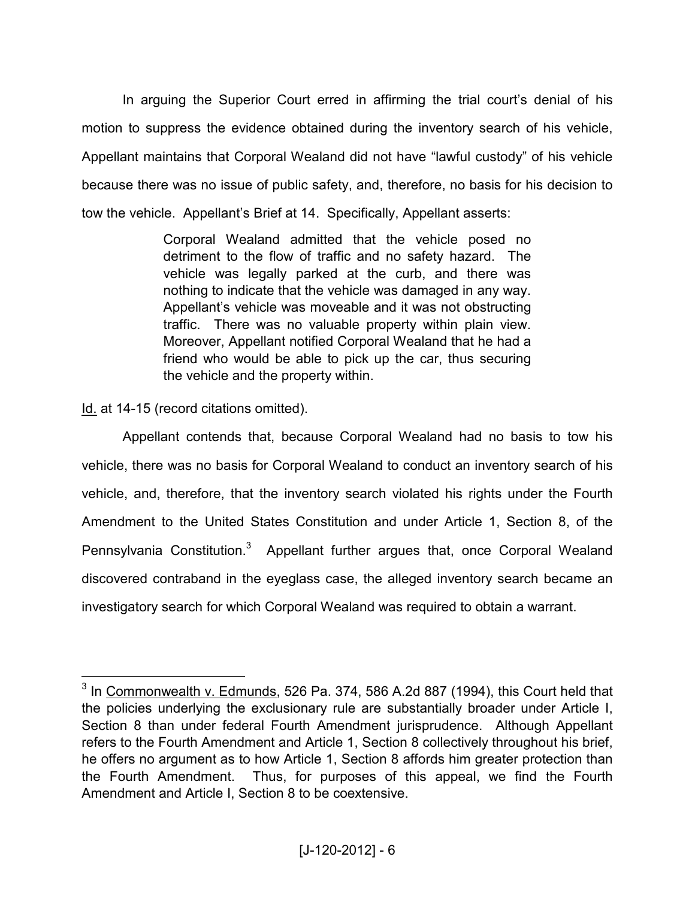In arguing the Superior Court erred in affirming the trial court's denial of his motion to suppress the evidence obtained during the inventory search of his vehicle, Appellant maintains that Corporal Wealand did not have "lawful custody" of his vehicle because there was no issue of public safety, and, therefore, no basis for his decision to tow the vehicle. Appellant's Brief at 14. Specifically, Appellant asserts:

> Corporal Wealand admitted that the vehicle posed no detriment to the flow of traffic and no safety hazard. The vehicle was legally parked at the curb, and there was nothing to indicate that the vehicle was damaged in any way. Appellant's vehicle was moveable and it was not obstructing traffic. There was no valuable property within plain view. Moreover, Appellant notified Corporal Wealand that he had a friend who would be able to pick up the car, thus securing the vehicle and the property within.

Id. at 14-15 (record citations omitted).

Appellant contends that, because Corporal Wealand had no basis to tow his vehicle, there was no basis for Corporal Wealand to conduct an inventory search of his vehicle, and, therefore, that the inventory search violated his rights under the Fourth Amendment to the United States Constitution and under Article 1, Section 8, of the Pennsylvania Constitution.[3] Appellant further argues that, once Corporal Wealand discovered contraband in the eyeglass case, the alleged inventory search became an investigatory search for which Corporal Wealand was required to obtain a warrant.

---

[3] In Commonwealth v. Edmunds, 526 Pa. 374, 586 A.2d 887 (1994), this Court held that the policies underlying the exclusionary rule are substantially broader under Article I, Section 8 than under federal Fourth Amendment jurisprudence. Although Appellant refers to the Fourth Amendment and Article 1, Section 8 collectively throughout his brief, he offers no argument as to how Article 1, Section 8 affords him greater protection than the Fourth Amendment. Thus, for purposes of this appeal, we find the Fourth Amendment and Article I, Section 8 to be coextensive.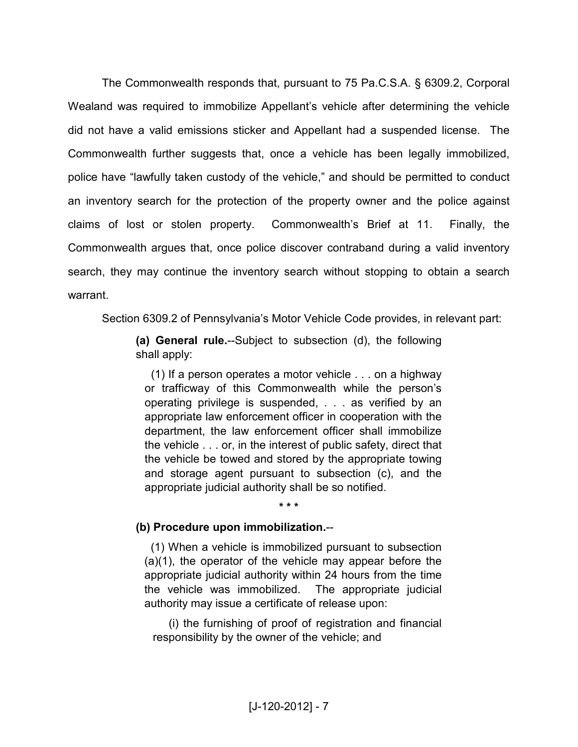The Commonwealth responds that, pursuant to 75 Pa.C.S.A. § 6309.2, Corporal Wealand was required to immobilize Appellant's vehicle after determining the vehicle did not have a valid emissions sticker and Appellant had a suspended license. The Commonwealth further suggests that, once a vehicle has been legally immobilized, police have "lawfully taken custody of the vehicle," and should be permitted to conduct an inventory search for the protection of the property owner and the police against claims of lost or stolen property. Commonwealth's Brief at 11. Finally, the Commonwealth argues that, once police discover contraband during a valid inventory search, they may continue the inventory search without stopping to obtain a search warrant.

Section 6309.2 of Pennsylvania's Motor Vehicle Code provides, in relevant part:

> **(a) General rule.**--Subject to subsection (d), the following shall apply:
>
> (1) If a person operates a motor vehicle . . . on a highway or trafficway of this Commonwealth while the person's operating privilege is suspended, . . . as verified by an appropriate law enforcement officer in cooperation with the department, the law enforcement officer shall immobilize the vehicle . . . or, in the interest of public safety, direct that the vehicle be towed and stored by the appropriate towing and storage agent pursuant to subsection (c), and the appropriate judicial authority shall be so notified.
>
> \* \* \*
>
> **(b) Procedure upon immobilization.**--
>
> (1) When a vehicle is immobilized pursuant to subsection (a)(1), the operator of the vehicle may appear before the appropriate judicial authority within 24 hours from the time the vehicle was immobilized. The appropriate judicial authority may issue a certificate of release upon:
>
> (i) the furnishing of proof of registration and financial responsibility by the owner of the vehicle; and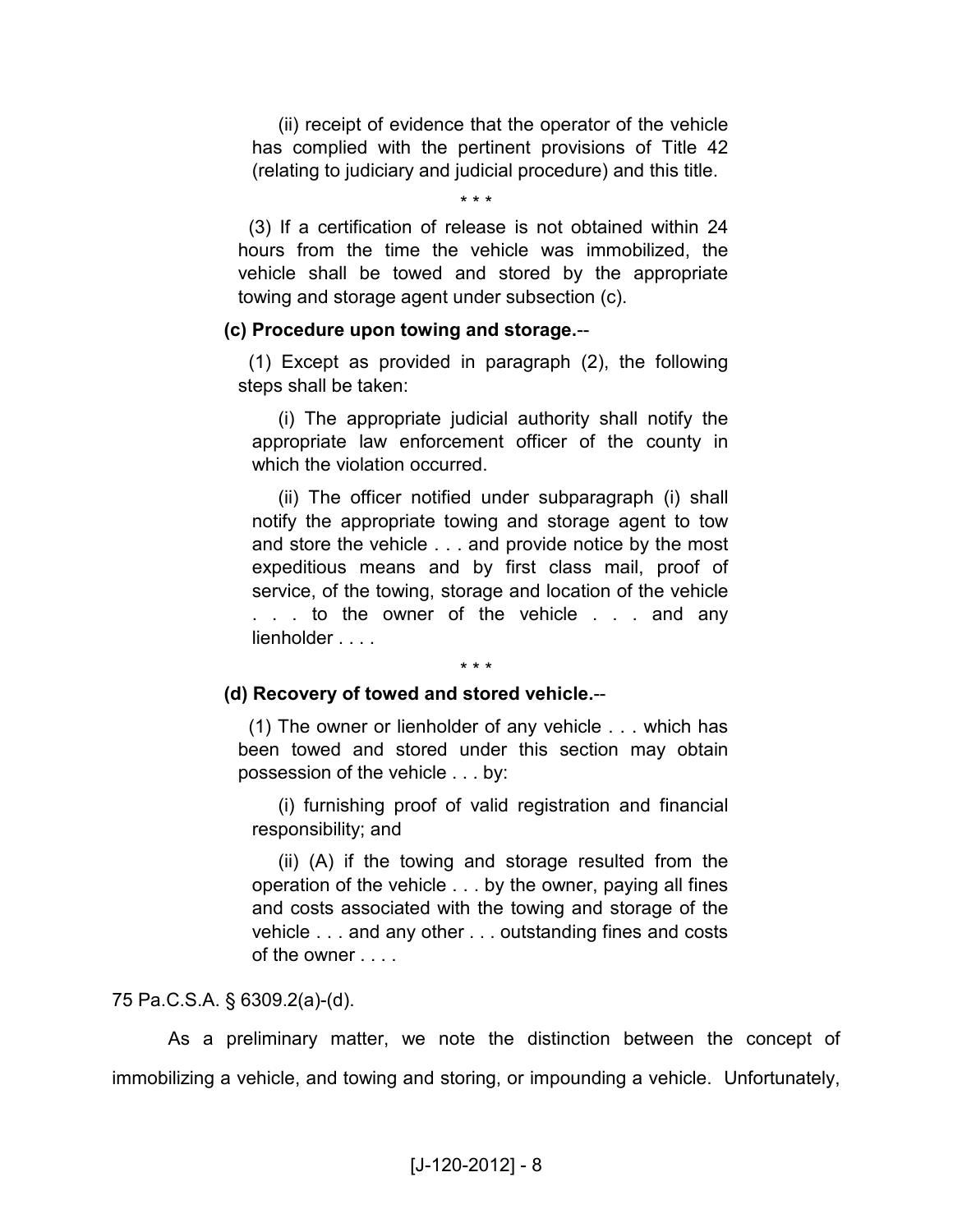(ii) receipt of evidence that the operator of the vehicle has complied with the pertinent provisions of Title 42 (relating to judiciary and judicial procedure) and this title.

\* \* \*

(3) If a certification of release is not obtained within 24 hours from the time the vehicle was immobilized, the vehicle shall be towed and stored by the appropriate towing and storage agent under subsection (c).

**(c) Procedure upon towing and storage.**--

(1) Except as provided in paragraph (2), the following steps shall be taken:

(i) The appropriate judicial authority shall notify the appropriate law enforcement officer of the county in which the violation occurred.

(ii) The officer notified under subparagraph (i) shall notify the appropriate towing and storage agent to tow and store the vehicle . . . and provide notice by the most expeditious means and by first class mail, proof of service, of the towing, storage and location of the vehicle . . . to the owner of the vehicle . . . and any lienholder . . . .

\* \* \*

**(d) Recovery of towed and stored vehicle.**--

(1) The owner or lienholder of any vehicle . . . which has been towed and stored under this section may obtain possession of the vehicle . . . by:

(i) furnishing proof of valid registration and financial responsibility; and

(ii) (A) if the towing and storage resulted from the operation of the vehicle . . . by the owner, paying all fines and costs associated with the towing and storage of the vehicle . . . and any other . . . outstanding fines and costs of the owner . . . .

75 Pa.C.S.A. § 6309.2(a)-(d).

As a preliminary matter, we note the distinction between the concept of immobilizing a vehicle, and towing and storing, or impounding a vehicle. Unfortunately,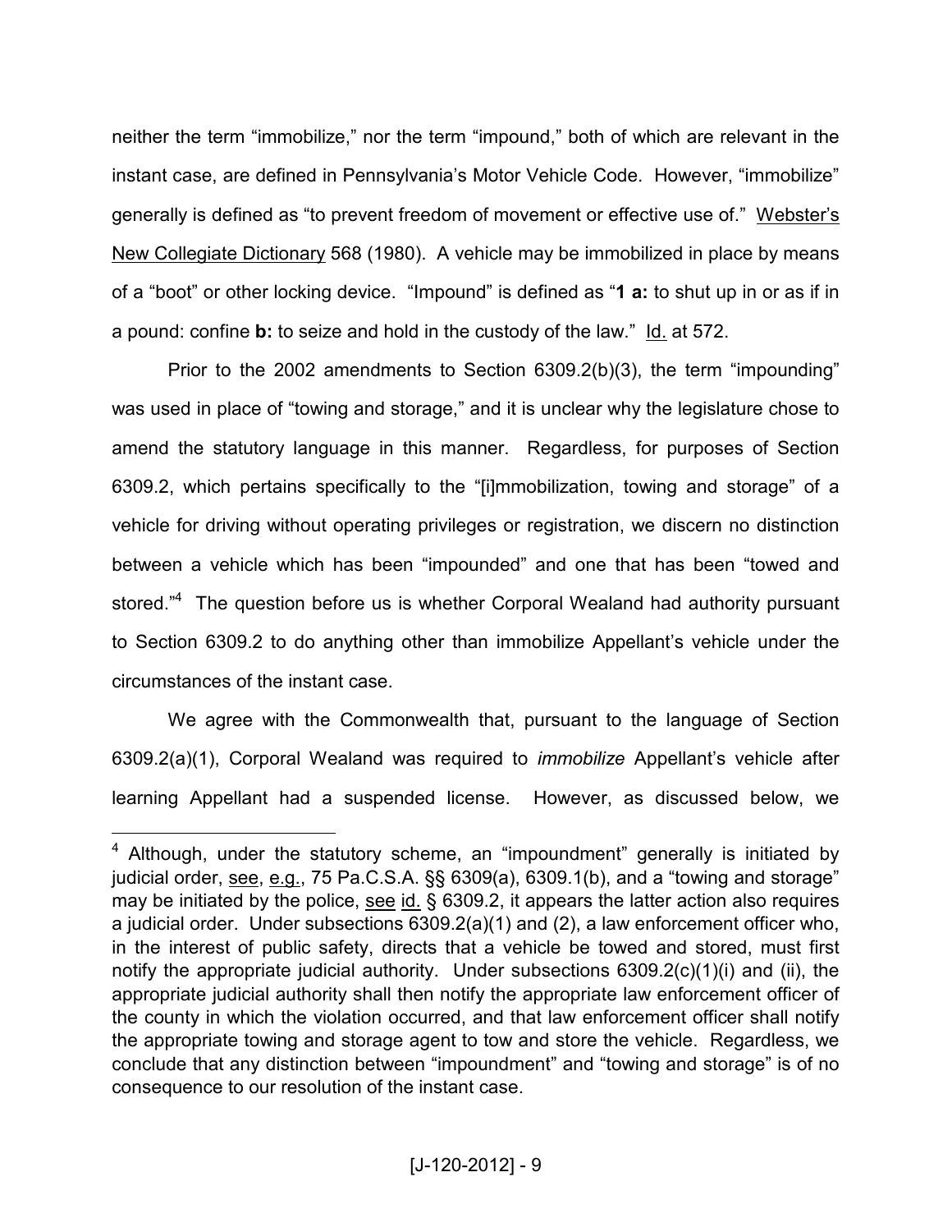neither the term "immobilize," nor the term "impound," both of which are relevant in the instant case, are defined in Pennsylvania's Motor Vehicle Code. However, "immobilize" generally is defined as "to prevent freedom of movement or effective use of." Webster's New Collegiate Dictionary 568 (1980). A vehicle may be immobilized in place by means of a "boot" or other locking device. "Impound" is defined as "**1 a:** to shut up in or as if in a pound: confine **b:** to seize and hold in the custody of the law." Id. at 572.

Prior to the 2002 amendments to Section 6309.2(b)(3), the term "impounding" was used in place of "towing and storage," and it is unclear why the legislature chose to amend the statutory language in this manner. Regardless, for purposes of Section 6309.2, which pertains specifically to the "[i]mmobilization, towing and storage" of a vehicle for driving without operating privileges or registration, we discern no distinction between a vehicle which has been "impounded" and one that has been "towed and stored."[4] The question before us is whether Corporal Wealand had authority pursuant to Section 6309.2 to do anything other than immobilize Appellant's vehicle under the circumstances of the instant case.

We agree with the Commonwealth that, pursuant to the language of Section 6309.2(a)(1), Corporal Wealand was required to *immobilize* Appellant's vehicle after learning Appellant had a suspended license. However, as discussed below, we

[4] Although, under the statutory scheme, an "impoundment" generally is initiated by judicial order, see, e.g., 75 Pa.C.S.A. §§ 6309(a), 6309.1(b), and a "towing and storage" may be initiated by the police, see id. § 6309.2, it appears the latter action also requires a judicial order. Under subsections 6309.2(a)(1) and (2), a law enforcement officer who, in the interest of public safety, directs that a vehicle be towed and stored, must first notify the appropriate judicial authority. Under subsections 6309.2(c)(1)(i) and (ii), the appropriate judicial authority shall then notify the appropriate law enforcement officer of the county in which the violation occurred, and that law enforcement officer shall notify the appropriate towing and storage agent to tow and store the vehicle. Regardless, we conclude that any distinction between "impoundment" and "towing and storage" is of no consequence to our resolution of the instant case.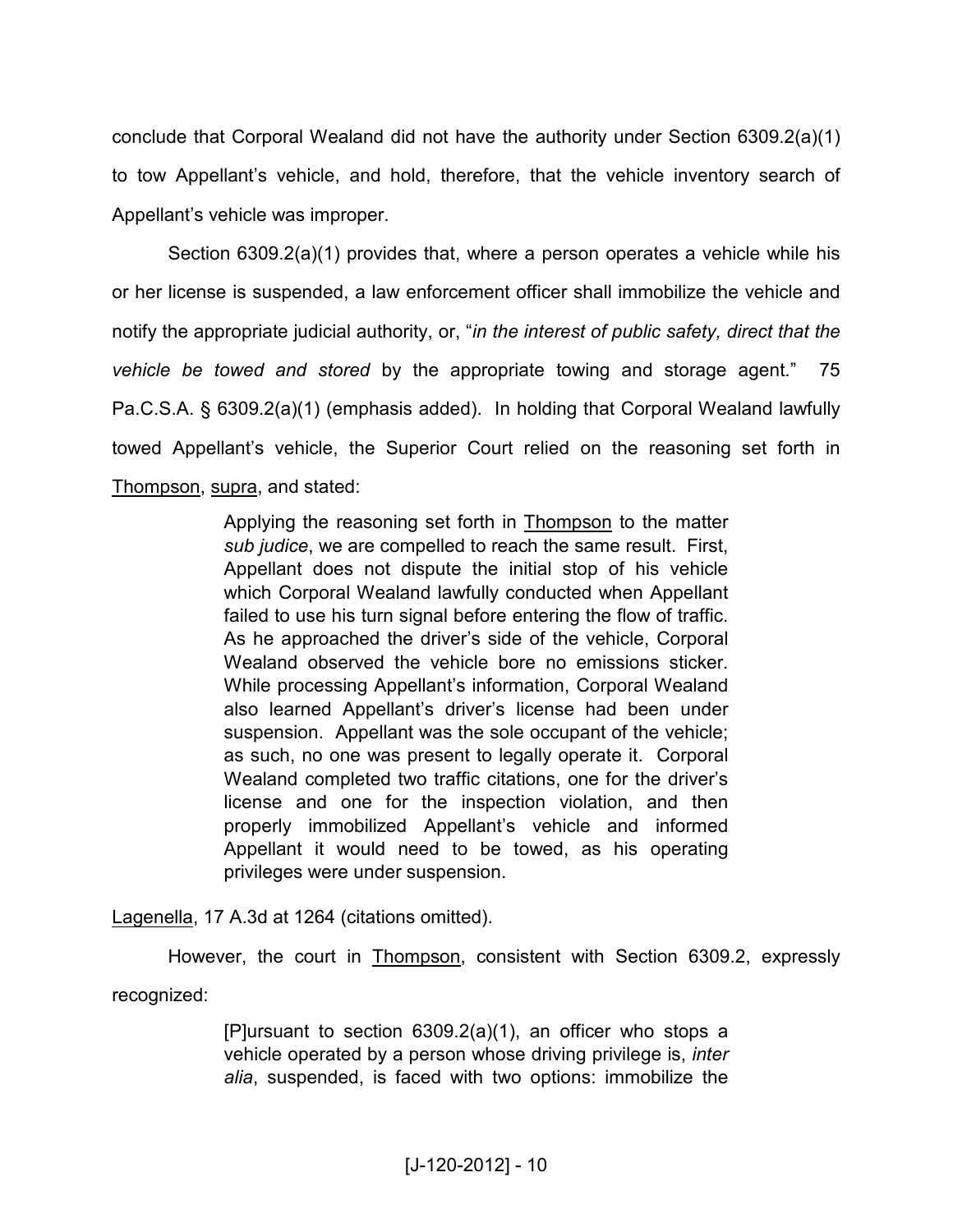conclude that Corporal Wealand did not have the authority under Section 6309.2(a)(1) to tow Appellant's vehicle, and hold, therefore, that the vehicle inventory search of Appellant's vehicle was improper.

Section 6309.2(a)(1) provides that, where a person operates a vehicle while his or her license is suspended, a law enforcement officer shall immobilize the vehicle and notify the appropriate judicial authority, or, "*in the interest of public safety, direct that the vehicle be towed and stored* by the appropriate towing and storage agent." 75 Pa.C.S.A. § 6309.2(a)(1) (emphasis added). In holding that Corporal Wealand lawfully towed Appellant's vehicle, the Superior Court relied on the reasoning set forth in Thompson, supra, and stated:

> Applying the reasoning set forth in Thompson to the matter *sub judice*, we are compelled to reach the same result. First, Appellant does not dispute the initial stop of his vehicle which Corporal Wealand lawfully conducted when Appellant failed to use his turn signal before entering the flow of traffic. As he approached the driver's side of the vehicle, Corporal Wealand observed the vehicle bore no emissions sticker. While processing Appellant's information, Corporal Wealand also learned Appellant's driver's license had been under suspension. Appellant was the sole occupant of the vehicle; as such, no one was present to legally operate it. Corporal Wealand completed two traffic citations, one for the driver's license and one for the inspection violation, and then properly immobilized Appellant's vehicle and informed Appellant it would need to be towed, as his operating privileges were under suspension.

Lagenella, 17 A.3d at 1264 (citations omitted).

However, the court in Thompson, consistent with Section 6309.2, expressly recognized:

> [P]ursuant to section 6309.2(a)(1), an officer who stops a vehicle operated by a person whose driving privilege is, *inter alia*, suspended, is faced with two options: immobilize the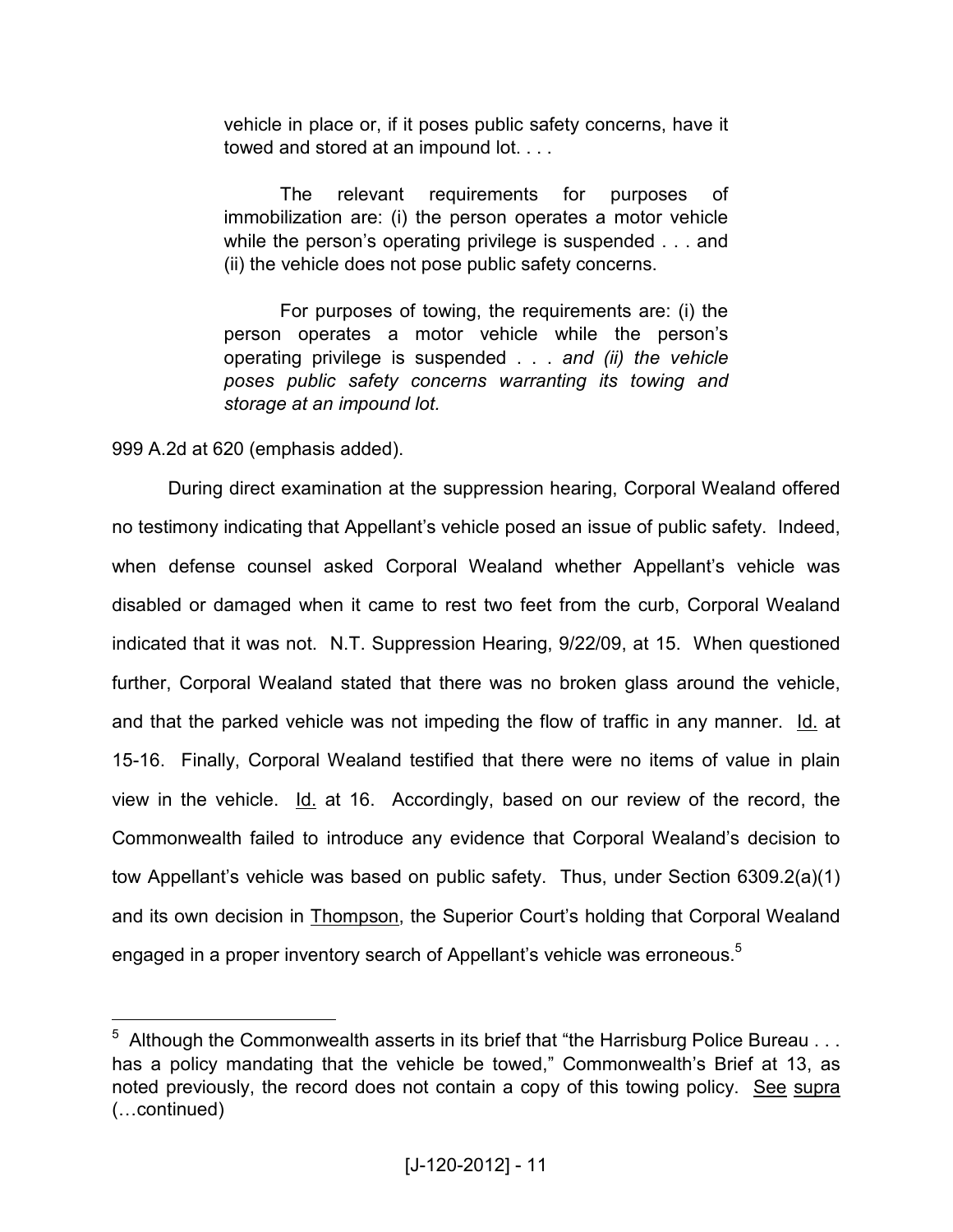> vehicle in place or, if it poses public safety concerns, have it towed and stored at an impound lot. . . .
>
> The relevant requirements for purposes of immobilization are: (i) the person operates a motor vehicle while the person's operating privilege is suspended . . . and (ii) the vehicle does not pose public safety concerns.
>
> For purposes of towing, the requirements are: (i) the person operates a motor vehicle while the person's operating privilege is suspended . . . *and (ii) the vehicle poses public safety concerns warranting its towing and storage at an impound lot.*

999 A.2d at 620 (emphasis added).

During direct examination at the suppression hearing, Corporal Wealand offered no testimony indicating that Appellant's vehicle posed an issue of public safety. Indeed, when defense counsel asked Corporal Wealand whether Appellant's vehicle was disabled or damaged when it came to rest two feet from the curb, Corporal Wealand indicated that it was not. N.T. Suppression Hearing, 9/22/09, at 15. When questioned further, Corporal Wealand stated that there was no broken glass around the vehicle, and that the parked vehicle was not impeding the flow of traffic in any manner. Id. at 15-16. Finally, Corporal Wealand testified that there were no items of value in plain view in the vehicle. Id. at 16. Accordingly, based on our review of the record, the Commonwealth failed to introduce any evidence that Corporal Wealand's decision to tow Appellant's vehicle was based on public safety. Thus, under Section 6309.2(a)(1) and its own decision in Thompson, the Superior Court's holding that Corporal Wealand engaged in a proper inventory search of Appellant's vehicle was erroneous.[5]

---

[5] Although the Commonwealth asserts in its brief that "the Harrisburg Police Bureau . . . has a policy mandating that the vehicle be towed," Commonwealth's Brief at 13, as noted previously, the record does not contain a copy of this towing policy. See supra (…continued)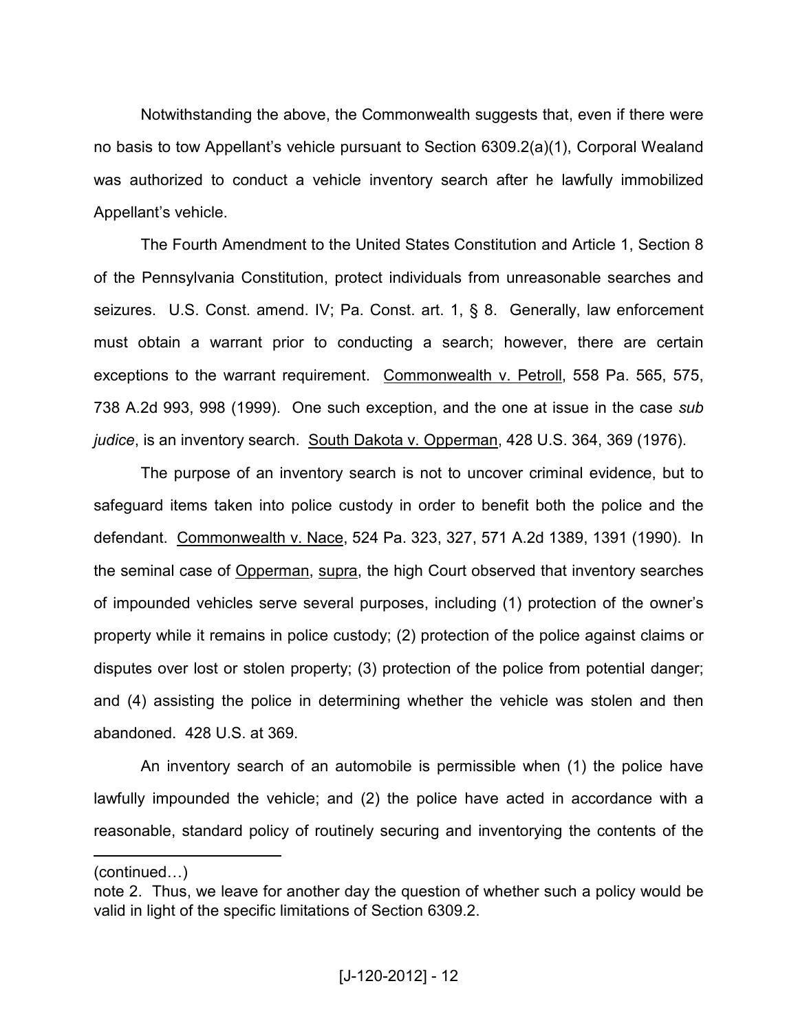Notwithstanding the above, the Commonwealth suggests that, even if there were no basis to tow Appellant's vehicle pursuant to Section 6309.2(a)(1), Corporal Wealand was authorized to conduct a vehicle inventory search after he lawfully immobilized Appellant's vehicle.

The Fourth Amendment to the United States Constitution and Article 1, Section 8 of the Pennsylvania Constitution, protect individuals from unreasonable searches and seizures. U.S. Const. amend. IV; Pa. Const. art. 1, § 8. Generally, law enforcement must obtain a warrant prior to conducting a search; however, there are certain exceptions to the warrant requirement. Commonwealth v. Petroll, 558 Pa. 565, 575, 738 A.2d 993, 998 (1999). One such exception, and the one at issue in the case *sub judice*, is an inventory search. South Dakota v. Opperman, 428 U.S. 364, 369 (1976).

The purpose of an inventory search is not to uncover criminal evidence, but to safeguard items taken into police custody in order to benefit both the police and the defendant. Commonwealth v. Nace, 524 Pa. 323, 327, 571 A.2d 1389, 1391 (1990). In the seminal case of Opperman, supra, the high Court observed that inventory searches of impounded vehicles serve several purposes, including (1) protection of the owner's property while it remains in police custody; (2) protection of the police against claims or disputes over lost or stolen property; (3) protection of the police from potential danger; and (4) assisting the police in determining whether the vehicle was stolen and then abandoned. 428 U.S. at 369.

An inventory search of an automobile is permissible when (1) the police have lawfully impounded the vehicle; and (2) the police have acted in accordance with a reasonable, standard policy of routinely securing and inventorying the contents of the

(continued…)

note 2. Thus, we leave for another day the question of whether such a policy would be valid in light of the specific limitations of Section 6309.2.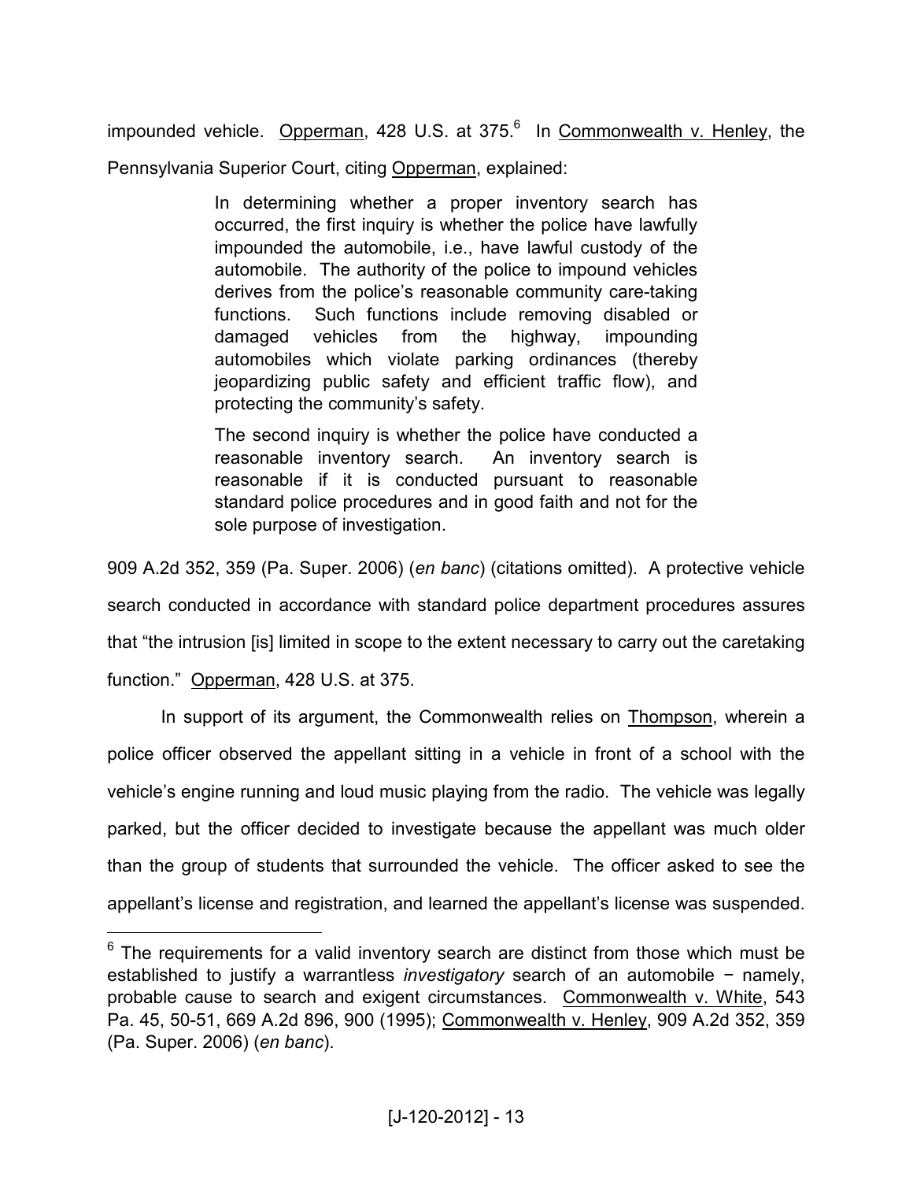impounded vehicle. Opperman, 428 U.S. at 375.[6] In Commonwealth v. Henley, the Pennsylvania Superior Court, citing Opperman, explained:

> In determining whether a proper inventory search has occurred, the first inquiry is whether the police have lawfully impounded the automobile, i.e., have lawful custody of the automobile. The authority of the police to impound vehicles derives from the police's reasonable community care-taking functions. Such functions include removing disabled or damaged vehicles from the highway, impounding automobiles which violate parking ordinances (thereby jeopardizing public safety and efficient traffic flow), and protecting the community's safety.
>
> The second inquiry is whether the police have conducted a reasonable inventory search. An inventory search is reasonable if it is conducted pursuant to reasonable standard police procedures and in good faith and not for the sole purpose of investigation.

909 A.2d 352, 359 (Pa. Super. 2006) (*en banc*) (citations omitted). A protective vehicle search conducted in accordance with standard police department procedures assures that "the intrusion [is] limited in scope to the extent necessary to carry out the caretaking function." Opperman, 428 U.S. at 375.

In support of its argument, the Commonwealth relies on Thompson, wherein a police officer observed the appellant sitting in a vehicle in front of a school with the vehicle's engine running and loud music playing from the radio. The vehicle was legally parked, but the officer decided to investigate because the appellant was much older than the group of students that surrounded the vehicle. The officer asked to see the appellant's license and registration, and learned the appellant's license was suspended.

---

[6] The requirements for a valid inventory search are distinct from those which must be established to justify a warrantless *investigatory* search of an automobile − namely, probable cause to search and exigent circumstances. Commonwealth v. White, 543 Pa. 45, 50-51, 669 A.2d 896, 900 (1995); Commonwealth v. Henley, 909 A.2d 352, 359 (Pa. Super. 2006) (*en banc*).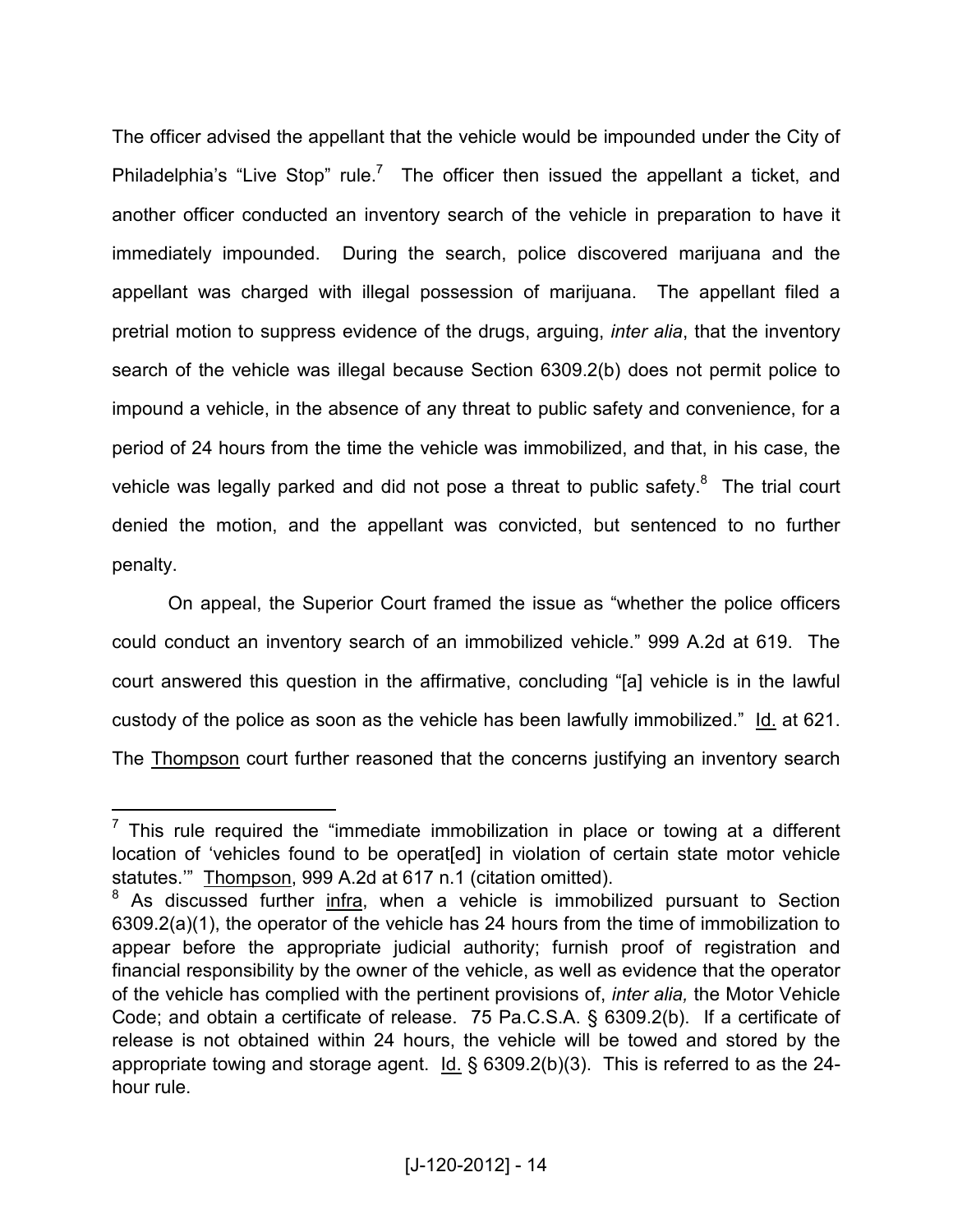The officer advised the appellant that the vehicle would be impounded under the City of Philadelphia's "Live Stop" rule.[7] The officer then issued the appellant a ticket, and another officer conducted an inventory search of the vehicle in preparation to have it immediately impounded. During the search, police discovered marijuana and the appellant was charged with illegal possession of marijuana. The appellant filed a pretrial motion to suppress evidence of the drugs, arguing, *inter alia*, that the inventory search of the vehicle was illegal because Section 6309.2(b) does not permit police to impound a vehicle, in the absence of any threat to public safety and convenience, for a period of 24 hours from the time the vehicle was immobilized, and that, in his case, the vehicle was legally parked and did not pose a threat to public safety.[8] The trial court denied the motion, and the appellant was convicted, but sentenced to no further penalty.

On appeal, the Superior Court framed the issue as "whether the police officers could conduct an inventory search of an immobilized vehicle." 999 A.2d at 619. The court answered this question in the affirmative, concluding "[a] vehicle is in the lawful custody of the police as soon as the vehicle has been lawfully immobilized." Id. at 621. The Thompson court further reasoned that the concerns justifying an inventory search

---

[7] This rule required the "immediate immobilization in place or towing at a different location of 'vehicles found to be operat[ed] in violation of certain state motor vehicle statutes.'" Thompson, 999 A.2d at 617 n.1 (citation omitted).

[8] As discussed further infra, when a vehicle is immobilized pursuant to Section 6309.2(a)(1), the operator of the vehicle has 24 hours from the time of immobilization to appear before the appropriate judicial authority; furnish proof of registration and financial responsibility by the owner of the vehicle, as well as evidence that the operator of the vehicle has complied with the pertinent provisions of, *inter alia,* the Motor Vehicle Code; and obtain a certificate of release. 75 Pa.C.S.A. § 6309.2(b). If a certificate of release is not obtained within 24 hours, the vehicle will be towed and stored by the appropriate towing and storage agent. Id. § 6309.2(b)(3). This is referred to as the 24-hour rule.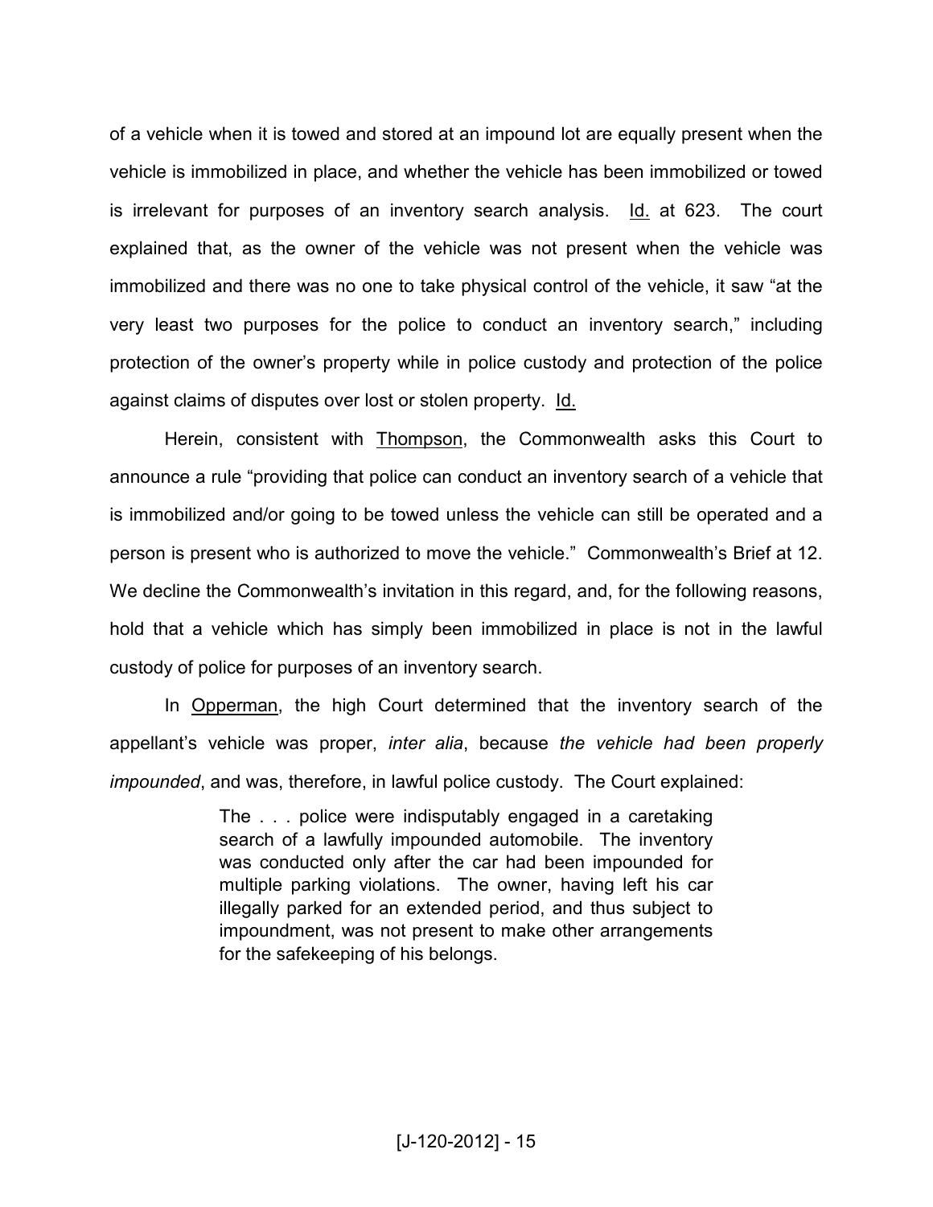of a vehicle when it is towed and stored at an impound lot are equally present when the vehicle is immobilized in place, and whether the vehicle has been immobilized or towed is irrelevant for purposes of an inventory search analysis. Id. at 623. The court explained that, as the owner of the vehicle was not present when the vehicle was immobilized and there was no one to take physical control of the vehicle, it saw "at the very least two purposes for the police to conduct an inventory search," including protection of the owner's property while in police custody and protection of the police against claims of disputes over lost or stolen property. Id.

Herein, consistent with Thompson, the Commonwealth asks this Court to announce a rule "providing that police can conduct an inventory search of a vehicle that is immobilized and/or going to be towed unless the vehicle can still be operated and a person is present who is authorized to move the vehicle." Commonwealth's Brief at 12. We decline the Commonwealth's invitation in this regard, and, for the following reasons, hold that a vehicle which has simply been immobilized in place is not in the lawful custody of police for purposes of an inventory search.

In Opperman, the high Court determined that the inventory search of the appellant's vehicle was proper, *inter alia*, because *the vehicle had been properly impounded*, and was, therefore, in lawful police custody. The Court explained:

> The . . . police were indisputably engaged in a caretaking search of a lawfully impounded automobile. The inventory was conducted only after the car had been impounded for multiple parking violations. The owner, having left his car illegally parked for an extended period, and thus subject to impoundment, was not present to make other arrangements for the safekeeping of his belongs.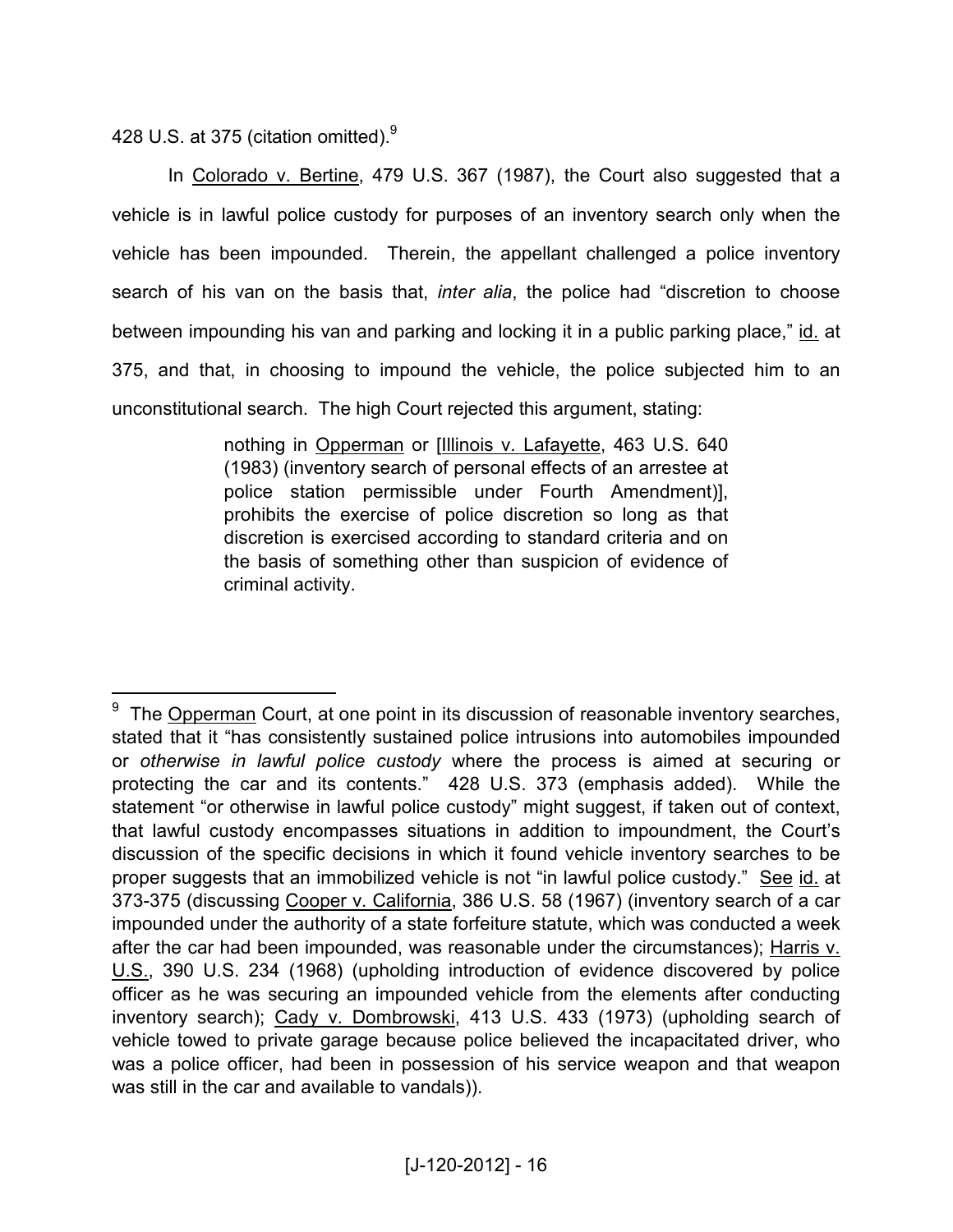428 U.S. at 375 (citation omitted).[9]

In Colorado v. Bertine, 479 U.S. 367 (1987), the Court also suggested that a vehicle is in lawful police custody for purposes of an inventory search only when the vehicle has been impounded. Therein, the appellant challenged a police inventory search of his van on the basis that, *inter alia*, the police had "discretion to choose between impounding his van and parking and locking it in a public parking place," id. at 375, and that, in choosing to impound the vehicle, the police subjected him to an unconstitutional search. The high Court rejected this argument, stating:

> nothing in Opperman or [Illinois v. Lafayette, 463 U.S. 640 (1983) (inventory search of personal effects of an arrestee at police station permissible under Fourth Amendment)], prohibits the exercise of police discretion so long as that discretion is exercised according to standard criteria and on the basis of something other than suspicion of evidence of criminal activity.

---

[9] The Opperman Court, at one point in its discussion of reasonable inventory searches, stated that it "has consistently sustained police intrusions into automobiles impounded or *otherwise in lawful police custody* where the process is aimed at securing or protecting the car and its contents." 428 U.S. 373 (emphasis added). While the statement "or otherwise in lawful police custody" might suggest, if taken out of context, that lawful custody encompasses situations in addition to impoundment, the Court's discussion of the specific decisions in which it found vehicle inventory searches to be proper suggests that an immobilized vehicle is not "in lawful police custody." See id. at 373-375 (discussing Cooper v. California, 386 U.S. 58 (1967) (inventory search of a car impounded under the authority of a state forfeiture statute, which was conducted a week after the car had been impounded, was reasonable under the circumstances); Harris v. U.S., 390 U.S. 234 (1968) (upholding introduction of evidence discovered by police officer as he was securing an impounded vehicle from the elements after conducting inventory search); Cady v. Dombrowski, 413 U.S. 433 (1973) (upholding search of vehicle towed to private garage because police believed the incapacitated driver, who was a police officer, had been in possession of his service weapon and that weapon was still in the car and available to vandals)).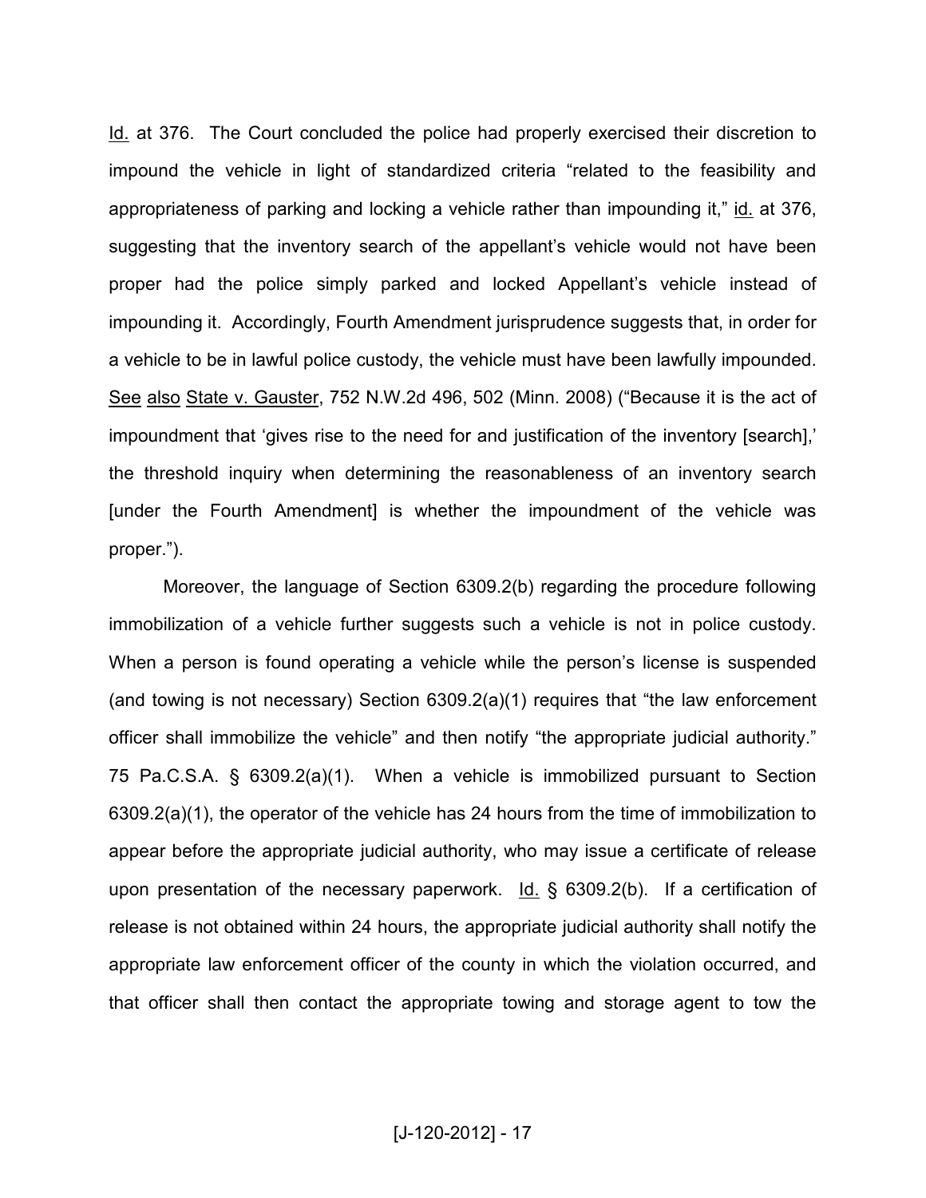Id. at 376. The Court concluded the police had properly exercised their discretion to impound the vehicle in light of standardized criteria "related to the feasibility and appropriateness of parking and locking a vehicle rather than impounding it," id. at 376, suggesting that the inventory search of the appellant's vehicle would not have been proper had the police simply parked and locked Appellant's vehicle instead of impounding it. Accordingly, Fourth Amendment jurisprudence suggests that, in order for a vehicle to be in lawful police custody, the vehicle must have been lawfully impounded. See also State v. Gauster, 752 N.W.2d 496, 502 (Minn. 2008) ("Because it is the act of impoundment that 'gives rise to the need for and justification of the inventory [search],' the threshold inquiry when determining the reasonableness of an inventory search [under the Fourth Amendment] is whether the impoundment of the vehicle was proper.").

Moreover, the language of Section 6309.2(b) regarding the procedure following immobilization of a vehicle further suggests such a vehicle is not in police custody. When a person is found operating a vehicle while the person's license is suspended (and towing is not necessary) Section 6309.2(a)(1) requires that "the law enforcement officer shall immobilize the vehicle" and then notify "the appropriate judicial authority." 75 Pa.C.S.A. § 6309.2(a)(1). When a vehicle is immobilized pursuant to Section 6309.2(a)(1), the operator of the vehicle has 24 hours from the time of immobilization to appear before the appropriate judicial authority, who may issue a certificate of release upon presentation of the necessary paperwork. Id. § 6309.2(b). If a certification of release is not obtained within 24 hours, the appropriate judicial authority shall notify the appropriate law enforcement officer of the county in which the violation occurred, and that officer shall then contact the appropriate towing and storage agent to tow the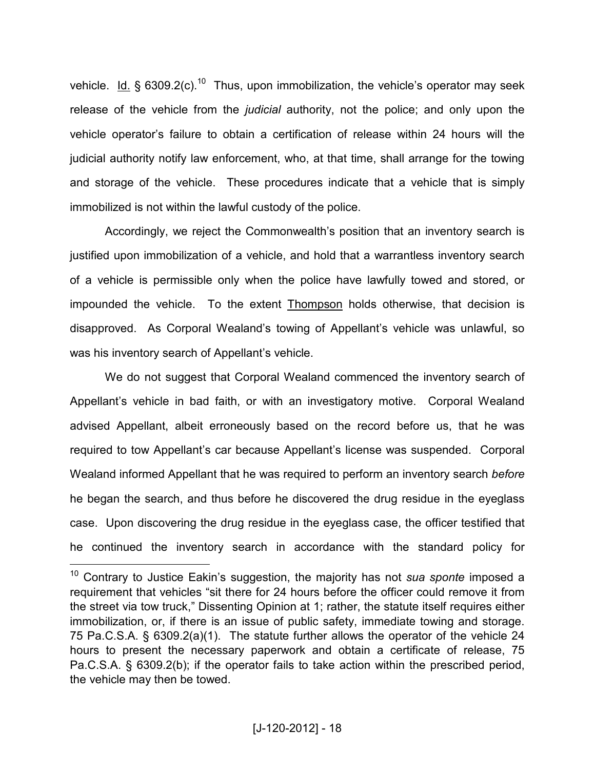vehicle. Id. § 6309.2(c).[10] Thus, upon immobilization, the vehicle's operator may seek release of the vehicle from the *judicial* authority, not the police; and only upon the vehicle operator's failure to obtain a certification of release within 24 hours will the judicial authority notify law enforcement, who, at that time, shall arrange for the towing and storage of the vehicle. These procedures indicate that a vehicle that is simply immobilized is not within the lawful custody of the police.

Accordingly, we reject the Commonwealth's position that an inventory search is justified upon immobilization of a vehicle, and hold that a warrantless inventory search of a vehicle is permissible only when the police have lawfully towed and stored, or impounded the vehicle. To the extent Thompson holds otherwise, that decision is disapproved. As Corporal Wealand's towing of Appellant's vehicle was unlawful, so was his inventory search of Appellant's vehicle.

We do not suggest that Corporal Wealand commenced the inventory search of Appellant's vehicle in bad faith, or with an investigatory motive. Corporal Wealand advised Appellant, albeit erroneously based on the record before us, that he was required to tow Appellant's car because Appellant's license was suspended. Corporal Wealand informed Appellant that he was required to perform an inventory search *before* he began the search, and thus before he discovered the drug residue in the eyeglass case. Upon discovering the drug residue in the eyeglass case, the officer testified that he continued the inventory search in accordance with the standard policy for

---

[10] Contrary to Justice Eakin's suggestion, the majority has not *sua sponte* imposed a requirement that vehicles "sit there for 24 hours before the officer could remove it from the street via tow truck," Dissenting Opinion at 1; rather, the statute itself requires either immobilization, or, if there is an issue of public safety, immediate towing and storage. 75 Pa.C.S.A. § 6309.2(a)(1). The statute further allows the operator of the vehicle 24 hours to present the necessary paperwork and obtain a certificate of release, 75 Pa.C.S.A. § 6309.2(b); if the operator fails to take action within the prescribed period, the vehicle may then be towed.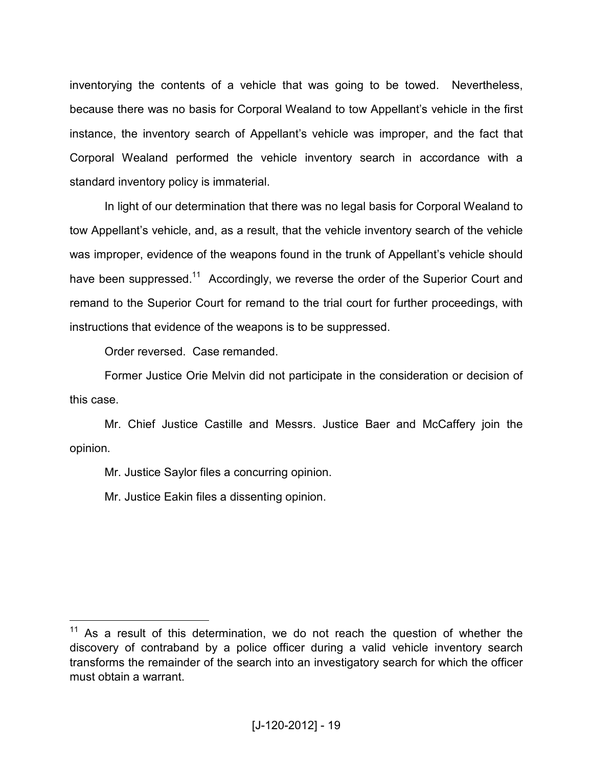inventorying the contents of a vehicle that was going to be towed. Nevertheless, because there was no basis for Corporal Wealand to tow Appellant's vehicle in the first instance, the inventory search of Appellant's vehicle was improper, and the fact that Corporal Wealand performed the vehicle inventory search in accordance with a standard inventory policy is immaterial.

In light of our determination that there was no legal basis for Corporal Wealand to tow Appellant's vehicle, and, as a result, that the vehicle inventory search of the vehicle was improper, evidence of the weapons found in the trunk of Appellant's vehicle should have been suppressed.[11] Accordingly, we reverse the order of the Superior Court and remand to the Superior Court for remand to the trial court for further proceedings, with instructions that evidence of the weapons is to be suppressed.

Order reversed. Case remanded.

Former Justice Orie Melvin did not participate in the consideration or decision of this case.

Mr. Chief Justice Castille and Messrs. Justice Baer and McCaffery join the opinion.

Mr. Justice Saylor files a concurring opinion.

Mr. Justice Eakin files a dissenting opinion.

---

[11] As a result of this determination, we do not reach the question of whether the discovery of contraband by a police officer during a valid vehicle inventory search transforms the remainder of the search into an investigatory search for which the officer must obtain a warrant.